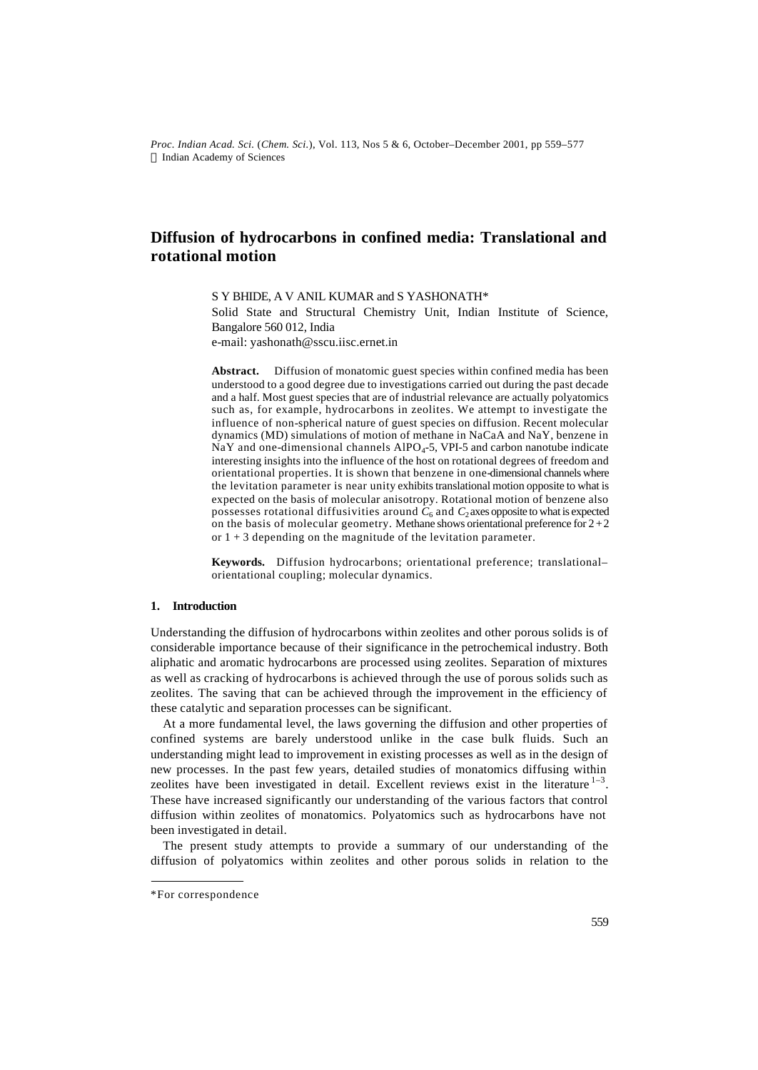# Diffusion of hydrocarbons in confined media: Translational and rotational motion

S Y BHIDE, A V ANIL KUMAR and S YASHONATH*

Solid State and Structural Chemistry Unit, Indian Institute of Science, Bangalore 560 012, India

e-mail: yashonath@sscu.iisc.ernet.in

**Abstract.** Diffusion of monatomic guest species within confined media has been understood to a good degree due to investigations carried out during the past decade and a half. Most guest species that are of industrial relevance are actually polyatomics such as, for example, hydrocarbons in zeolites. We attempt to investigate the influence of non-spherical nature of guest species on diffusion. Recent molecular dynamics (MD) simulations of motion of methane in NaCaA and NaY, benzene in NaY and one-dimensional channels $AlPO_4$-5, VPI-5 and carbon nanotube indicate interesting insights into the influence of the host on rotational degrees of freedom and orientational properties. It is shown that benzene in one-dimensional channels where the levitation parameter is near unity exhibits translational motion opposite to what is expected on the basis of molecular anisotropy. Rotational motion of benzene also possesses rotational diffusivities around $C_6$ and $C_2$ axes opposite to what is expected on the basis of molecular geometry. Methane shows orientational preference for 2 + 2 or 1 + 3 depending on the magnitude of the levitation parameter.

**Keywords.** Diffusion hydrocarbons; orientational preference; translational–orientational coupling; molecular dynamics.

## 1. Introduction

Understanding the diffusion of hydrocarbons within zeolites and other porous solids is of considerable importance because of their significance in the petrochemical industry. Both aliphatic and aromatic hydrocarbons are processed using zeolites. Separation of mixtures as well as cracking of hydrocarbons is achieved through the use of porous solids such as zeolites. The saving that can be achieved through the improvement in the efficiency of these catalytic and separation processes can be significant.

At a more fundamental level, the laws governing the diffusion and other properties of confined systems are barely understood unlike in the case bulk fluids. Such an understanding might lead to improvement in existing processes as well as in the design of new processes. In the past few years, detailed studies of monatomics diffusing within zeolites have been investigated in detail. Excellent reviews exist in the literature [1–3]. These have increased significantly our understanding of the various factors that control diffusion within zeolites of monatomics. Polyatomics such as hydrocarbons have not been investigated in detail.

The present study attempts to provide a summary of our understanding of the diffusion of polyatomics within zeolites and other porous solids in relation to the

*For correspondence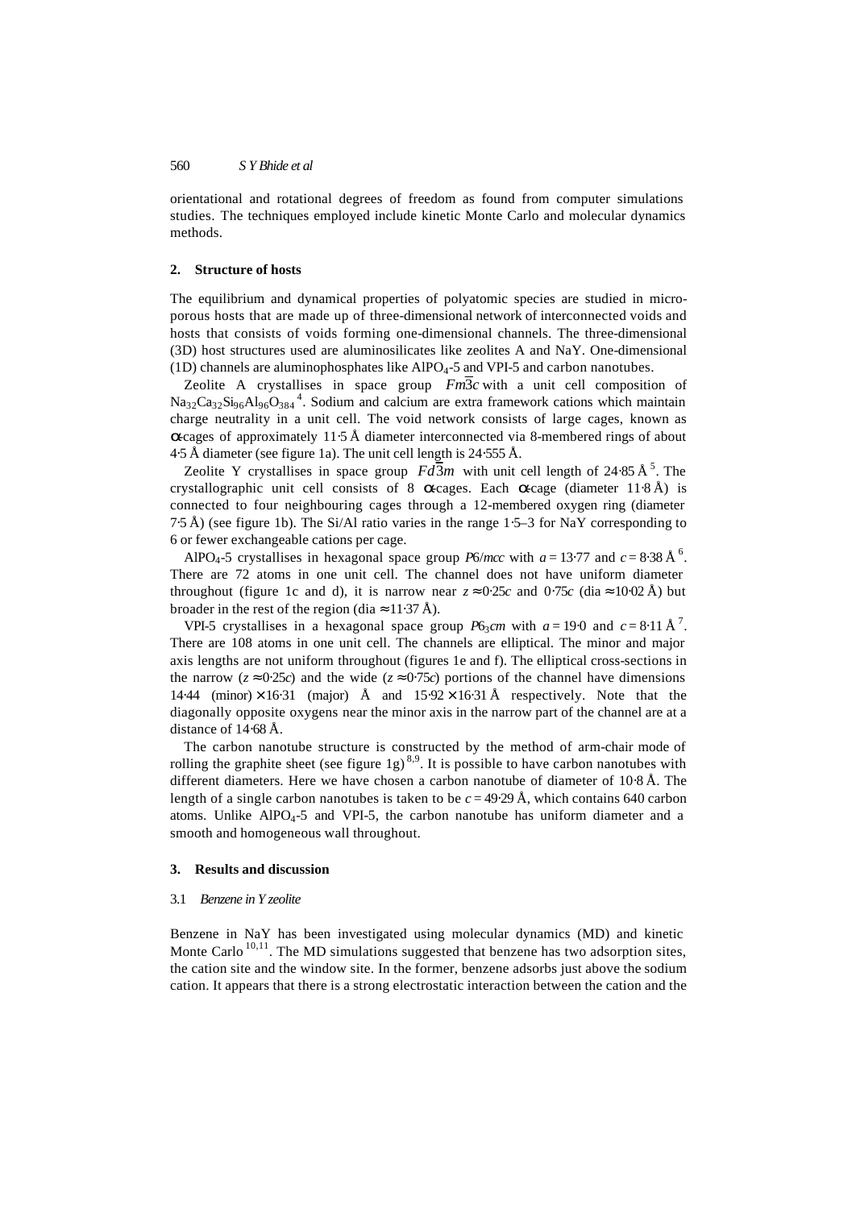orientational and rotational degrees of freedom as found from computer simulations studies. The techniques employed include kinetic Monte Carlo and molecular dynamics methods.

## 2. Structure of hosts

The equilibrium and dynamical properties of polyatomic species are studied in microporous hosts that are made up of three-dimensional network of interconnected voids and hosts that consists of voids forming one-dimensional channels. The three-dimensional (3D) host structures used are aluminosilicates like zeolites A and NaY. One-dimensional (1D) channels are aluminophosphates like $AlPO_4$-5 and VPI-5 and carbon nanotubes.

Zeolite A crystallises in space group $Fm\bar{3}c$ with a unit cell composition of $Na_{32}Ca_{32}Si_{96}Al_{96}O_{384}$[4]. Sodium and calcium are extra framework cations which maintain charge neutrality in a unit cell. The void network consists of large cages, known as α-cages of approximately 11·5 Å diameter interconnected via 8-membered rings of about 4·5 Å diameter (see figure 1a). The unit cell length is 24·555 Å.

Zeolite Y crystallises in space group $Fd\bar{3}m$ with unit cell length of 24·85 Å[5]. The crystallographic unit cell consists of 8 α-cages. Each α-cage (diameter 11·8 Å) is connected to four neighbouring cages through a 12-membered oxygen ring (diameter 7·5 Å) (see figure 1b). The Si/Al ratio varies in the range 1·5–3 for NaY corresponding to 6 or fewer exchangeable cations per cage.

$AlPO_4$-5 crystallises in hexagonal space group $P6/mcc$ with $a = 13{\cdot}77$ and $c = 8{\cdot}38$ Å[6]. There are 72 atoms in one unit cell. The channel does not have uniform diameter throughout (figure 1c and d), it is narrow near $z \approx 0{\cdot}25c$ and $0{\cdot}75c$ (dia ≈ 10·02 Å) but broader in the rest of the region (dia ≈ 11·37 Å).

VPI-5 crystallises in a hexagonal space group $P6_3cm$ with $a = 19{\cdot}0$ and $c = 8{\cdot}11$ Å[7]. There are 108 atoms in one unit cell. The channels are elliptical. The minor and major axis lengths are not uniform throughout (figures 1e and f). The elliptical cross-sections in the narrow ($z \approx 0{\cdot}25c$) and the wide ($z \approx 0{\cdot}75c$) portions of the channel have dimensions 14·44 (minor) × 16·31 (major) Å and 15·92 × 16·31 Å respectively. Note that the diagonally opposite oxygens near the minor axis in the narrow part of the channel are at a distance of 14·68 Å.

The carbon nanotube structure is constructed by the method of arm-chair mode of rolling the graphite sheet (see figure 1g)[8,9]. It is possible to have carbon nanotubes with different diameters. Here we have chosen a carbon nanotube of diameter of 10·8 Å. The length of a single carbon nanotubes is taken to be $c = 49{\cdot}29$ Å, which contains 640 carbon atoms. Unlike $AlPO_4$-5 and VPI-5, the carbon nanotube has uniform diameter and a smooth and homogeneous wall throughout.

## 3. Results and discussion

### 3.1 *Benzene in Y zeolite*

Benzene in NaY has been investigated using molecular dynamics (MD) and kinetic Monte Carlo[10,11]. The MD simulations suggested that benzene has two adsorption sites, the cation site and the window site. In the former, benzene adsorbs just above the sodium cation. It appears that there is a strong electrostatic interaction between the cation and the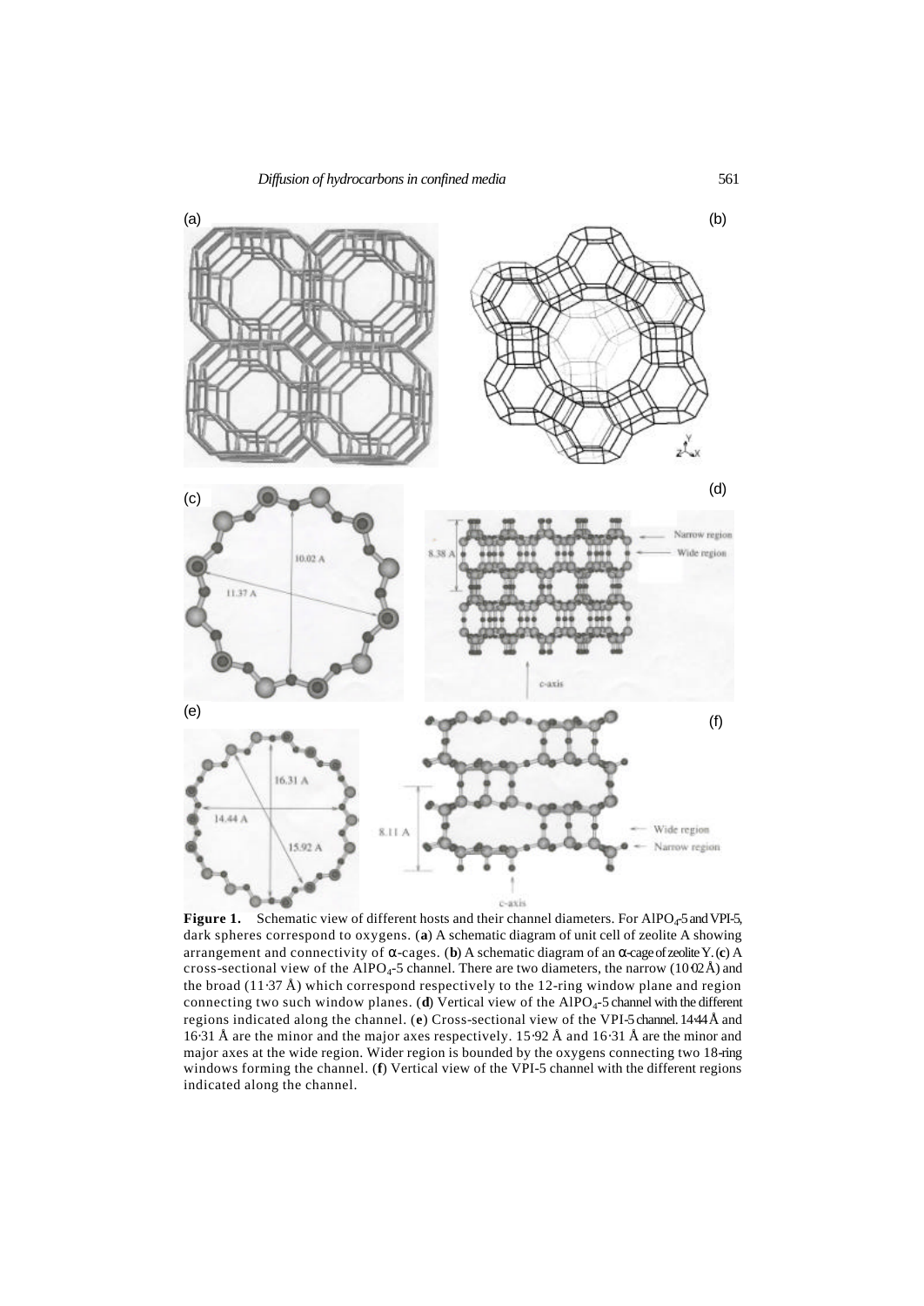**Figure 1.** Schematic view of different hosts and their channel diameters. For $AlPO_4$-5 and VPI-5, dark spheres correspond to oxygens. (**a**) A schematic diagram of unit cell of zeolite A showing arrangement and connectivity of α-cages. (**b**) A schematic diagram of an α-cage of zeolite Y. (**c**) A cross-sectional view of the $AlPO_4$-5 channel. There are two diameters, the narrow (10·02 Å) and the broad (11·37 Å) which correspond respectively to the 12-ring window plane and region connecting two such window planes. (**d**) Vertical view of the $AlPO_4$-5 channel with the different regions indicated along the channel. (**e**) Cross-sectional view of the VPI-5 channel. 14·44 Å and 16·31 Å are the minor and the major axes respectively. 15·92 Å and 16·31 Å are the minor and major axes at the wide region. Wider region is bounded by the oxygens connecting two 18-ring windows forming the channel. (**f**) Vertical view of the VPI-5 channel with the different regions indicated along the channel.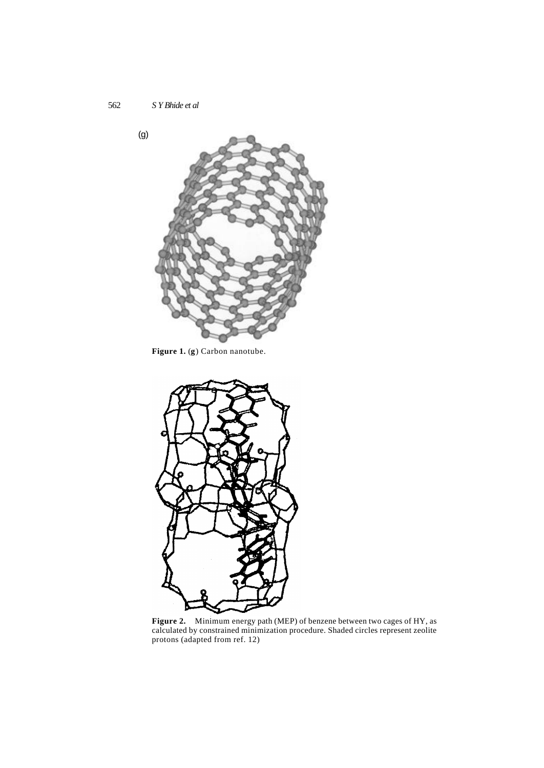(g)

**Figure 1.** (**g**) Carbon nanotube.

**Figure 2.** Minimum energy path (MEP) of benzene between two cages of HY, as calculated by constrained minimization procedure. Shaded circles represent zeolite protons (adapted from ref. 12)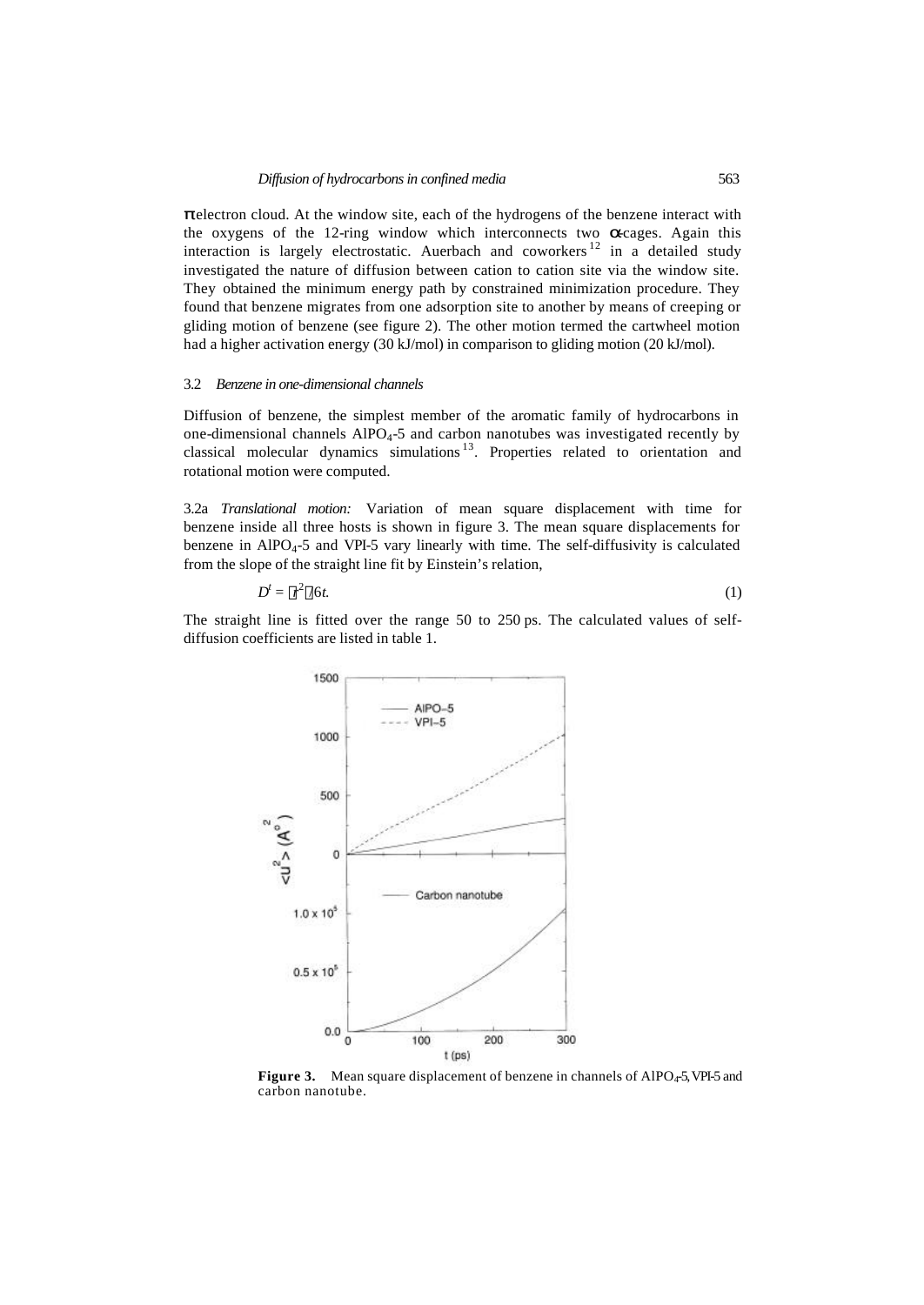π electron cloud. At the window site, each of the hydrogens of the benzene interact with the oxygens of the 12-ring window which interconnects two α-cages. Again this interaction is largely electrostatic. Auerbach and coworkers[12] in a detailed study investigated the nature of diffusion between cation to cation site via the window site. They obtained the minimum energy path by constrained minimization procedure. They found that benzene migrates from one adsorption site to another by means of creeping or gliding motion of benzene (see figure 2). The other motion termed the cartwheel motion had a higher activation energy (30 kJ/mol) in comparison to gliding motion (20 kJ/mol).

### 3.2 *Benzene in one-dimensional channels*

Diffusion of benzene, the simplest member of the aromatic family of hydrocarbons in one-dimensional channels $AlPO_4$-5 and carbon nanotubes was investigated recently by classical molecular dynamics simulations[13]. Properties related to orientation and rotational motion were computed.

3.2a *Translational motion:* Variation of mean square displacement with time for benzene inside all three hosts is shown in figure 3. The mean square displacements for benzene in $AlPO_4$-5 and VPI-5 vary linearly with time. The self-diffusivity is calculated from the slope of the straight line fit by Einstein's relation,

$$D^t = \langle r^2 \rangle / 6t. \tag{1}$$

The straight line is fitted over the range 50 to 250 ps. The calculated values of self-diffusion coefficients are listed in table 1.

**Figure 3.** Mean square displacement of benzene in channels of $AlPO_4$-5, VPI-5 and carbon nanotube.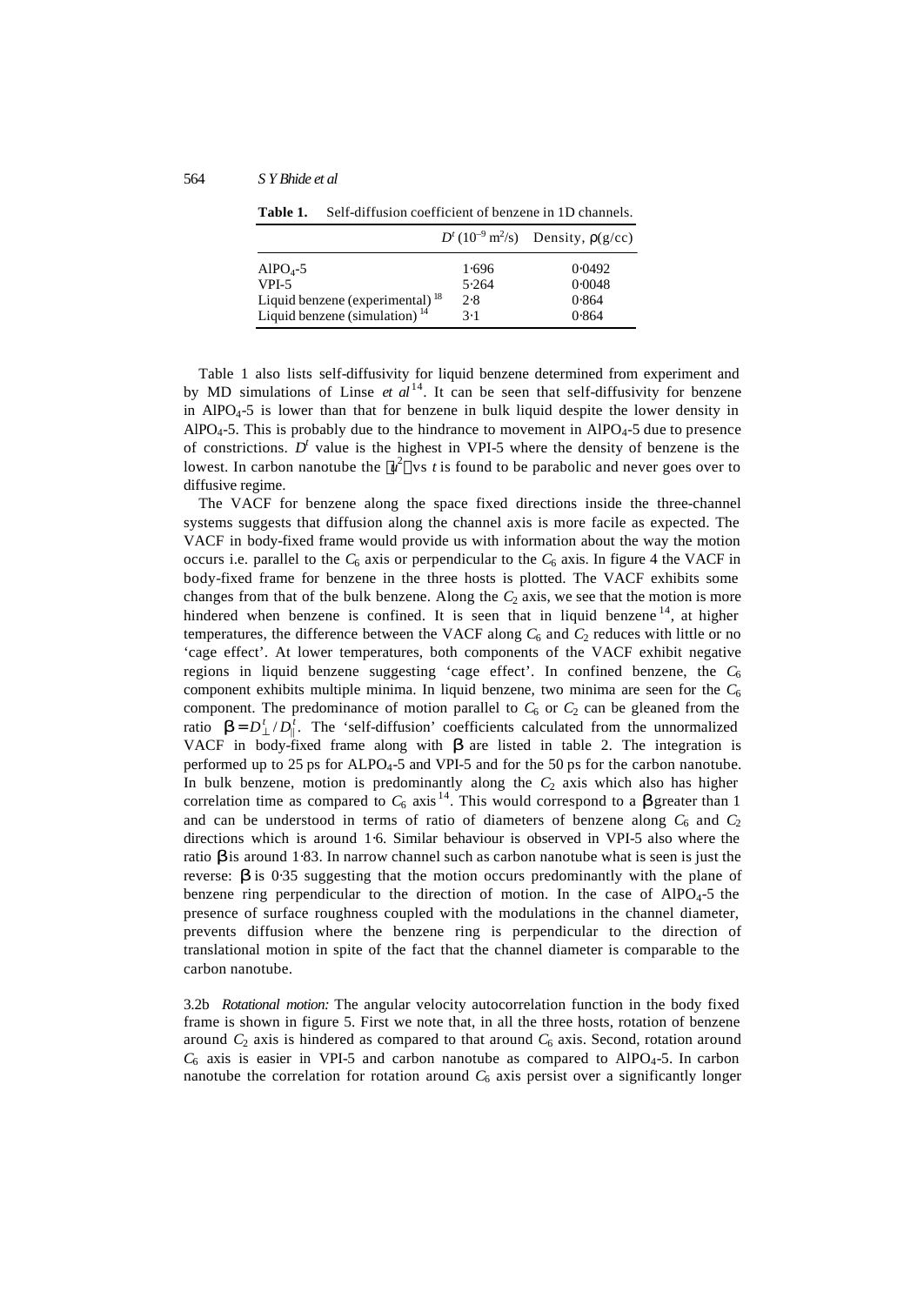**Table 1.** Self-diffusion coefficient of benzene in 1D channels.

| | $D^t$ ($10^{-9}$ m$^2$/s) | Density, $\rho$(g/cc) |
|---|---|---|
| $AlPO_4$-5 | 1·696 | 0·0492 |
| VPI-5 | 5·264 | 0·0048 |
| Liquid benzene (experimental)[18] | 2·8 | 0·864 |
| Liquid benzene (simulation)[14] | 3·1 | 0·864 |

Table 1 also lists self-diffusivity for liquid benzene determined from experiment and by MD simulations of Linse *et al*[14]. It can be seen that self-diffusivity for benzene in $AlPO_4$-5 is lower than that for benzene in bulk liquid despite the lower density in $AlPO_4$-5. This is probably due to the hindrance to movement in $AlPO_4$-5 due to presence of constrictions. $D^t$ value is the highest in VPI-5 where the density of benzene is the lowest. In carbon nanotube the $\langle u^2 \rangle$ vs $t$ is found to be parabolic and never goes over to diffusive regime.

The VACF for benzene along the space fixed directions inside the three-channel systems suggests that diffusion along the channel axis is more facile as expected. The VACF in body-fixed frame would provide us with information about the way the motion occurs i.e. parallel to the $C_6$ axis or perpendicular to the $C_6$ axis. In figure 4 the VACF in body-fixed frame for benzene in the three hosts is plotted. The VACF exhibits some changes from that of the bulk benzene. Along the $C_2$ axis, we see that the motion is more hindered when benzene is confined. It is seen that in liquid benzene[14], at higher temperatures, the difference between the VACF along $C_6$ and $C_2$ reduces with little or no 'cage effect'. At lower temperatures, both components of the VACF exhibit negative regions in liquid benzene suggesting 'cage effect'. In confined benzene, the $C_6$ component exhibits multiple minima. In liquid benzene, two minima are seen for the $C_6$ component. The predominance of motion parallel to $C_6$ or $C_2$ can be gleaned from the ratio $\beta = D_{\perp}^{t} / D_{\parallel}^{t}$. The 'self-diffusion' coefficients calculated from the unnormalized VACF in body-fixed frame along with $\beta$ are listed in table 2. The integration is performed up to 25 ps for $ALPO_4$-5 and VPI-5 and for the 50 ps for the carbon nanotube. In bulk benzene, motion is predominantly along the $C_2$ axis which also has higher correlation time as compared to $C_6$ axis[14]. This would correspond to a $\beta$ greater than 1 and can be understood in terms of ratio of diameters of benzene along $C_6$ and $C_2$ directions which is around 1·6. Similar behaviour is observed in VPI-5 also where the ratio $\beta$ is around 1·83. In narrow channel such as carbon nanotube what is seen is just the reverse: $\beta$ is 0·35 suggesting that the motion occurs predominantly with the plane of benzene ring perpendicular to the direction of motion. In the case of $AlPO_4$-5 the presence of surface roughness coupled with the modulations in the channel diameter, prevents diffusion where the benzene ring is perpendicular to the direction of translational motion in spite of the fact that the channel diameter is comparable to the carbon nanotube.

3.2b *Rotational motion:* The angular velocity autocorrelation function in the body fixed frame is shown in figure 5. First we note that, in all the three hosts, rotation of benzene around $C_2$ axis is hindered as compared to that around $C_6$ axis. Second, rotation around $C_6$ axis is easier in VPI-5 and carbon nanotube as compared to $AlPO_4$-5. In carbon nanotube the correlation for rotation around $C_6$ axis persist over a significantly longer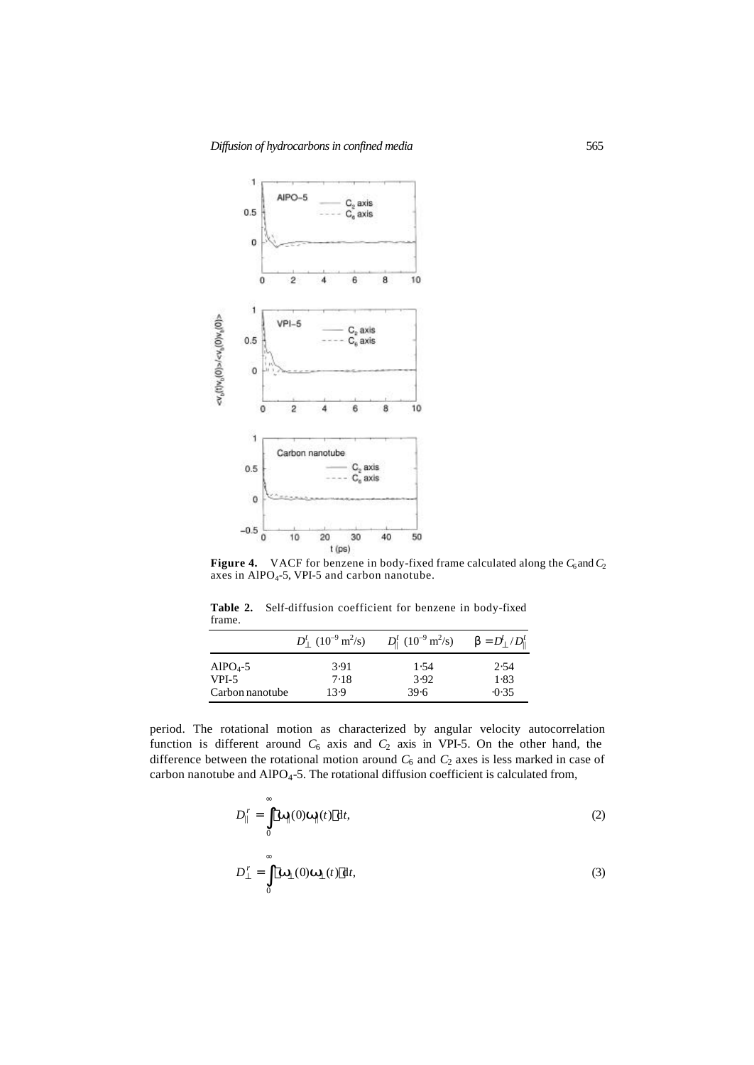**Figure 4.** VACF for benzene in body-fixed frame calculated along the $C_6$ and $C_2$ axes in $AlPO_4$-5, VPI-5 and carbon nanotube.

**Table 2.** Self-diffusion coefficient for benzene in body-fixed frame.

| | $D^t_\perp$ ($10^{-9}$ m$^2$/s) | $D^t_\parallel$ ($10^{-9}$ m$^2$/s) | $\beta = D^t_\perp / D^t_\parallel$ |
|---|---|---|---|
| $AlPO_4$-5 | 3·91 | 1·54 | 2·54 |
| VPI-5 | 7·18 | 3·92 | 1·83 |
| Carbon nanotube | 13·9 | 39·6 | ·0·35 |

period. The rotational motion as characterized by angular velocity autocorrelation function is different around $C_6$ axis and $C_2$ axis in VPI-5. On the other hand, the difference between the rotational motion around $C_6$ and $C_2$ axes is less marked in case of carbon nanotube and $AlPO_4$-5. The rotational diffusion coefficient is calculated from,

$$D^r_\parallel = \int_0^\infty \langle \omega_\parallel(0)\omega_\parallel(t)\rangle \mathrm{d}t, \tag{2}$$

$$D^r_\perp = \int_0^\infty \langle \omega_\perp(0)\omega_\perp(t)\rangle \mathrm{d}t, \tag{3}$$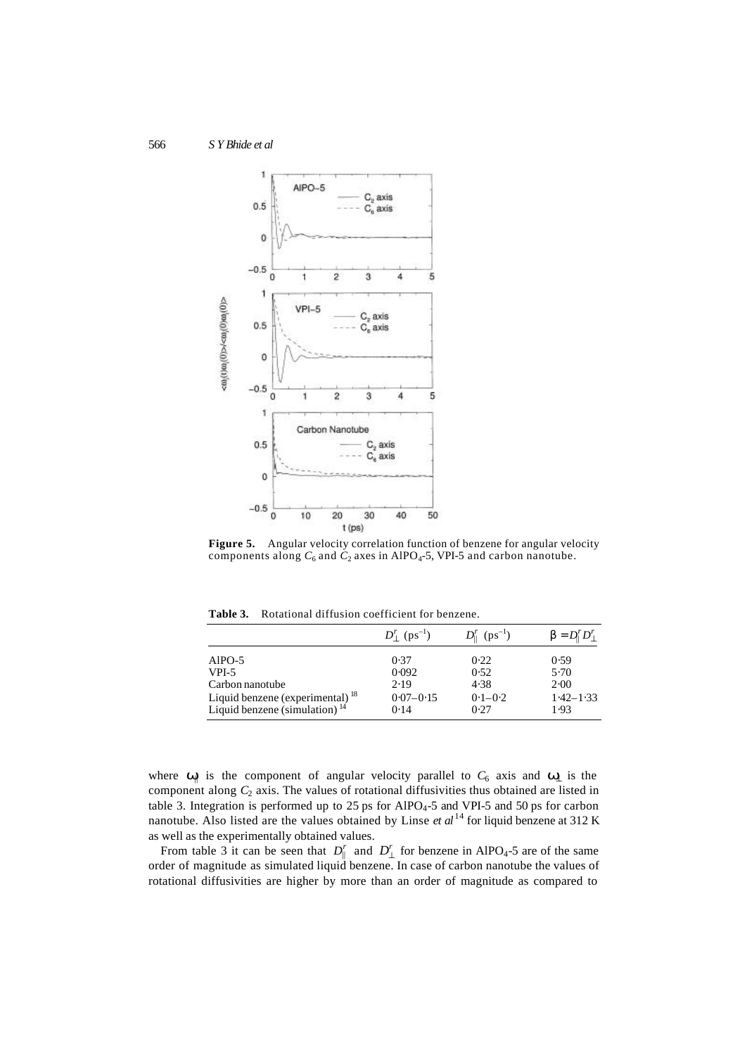**Figure 5.** Angular velocity correlation function of benzene for angular velocity components along $C_6$ and $C_2$ axes in $AlPO_4$-5, VPI-5 and carbon nanotube.

**Table 3.** Rotational diffusion coefficient for benzene.

| | $D^r_\perp$ ($ps^{-1}$) | $D^r_\parallel$ ($ps^{-1}$) | $\beta = D^r_\parallel D^r_\perp$ |
|---|---|---|---|
| AlPO-5 | 0·37 | 0·22 | 0·59 |
| VPI-5 | 0·092 | 0·52 | 5·70 |
| Carbon nanotube | 2·19 | 4·38 | 2·00 |
| Liquid benzene (experimental) [18] | 0·07–0·15 | 0·1–0·2 | 1·42–1·33 |
| Liquid benzene (simulation) [14] | 0·14 | 0·27 | 1·93 |

where $\omega_\parallel$ is the component of angular velocity parallel to $C_6$ axis and $\omega_\perp$ is the component along $C_2$ axis. The values of rotational diffusivities thus obtained are listed in table 3. Integration is performed up to 25 ps for $AlPO_4$-5 and VPI-5 and 50 ps for carbon nanotube. Also listed are the values obtained by Linse *et al*[14] for liquid benzene at 312 K as well as the experimentally obtained values.

From table 3 it can be seen that $D^r_\parallel$ and $D^r_\perp$ for benzene in $AlPO_4$-5 are of the same order of magnitude as simulated liquid benzene. In case of carbon nanotube the values of rotational diffusivities are higher by more than an order of magnitude as compared to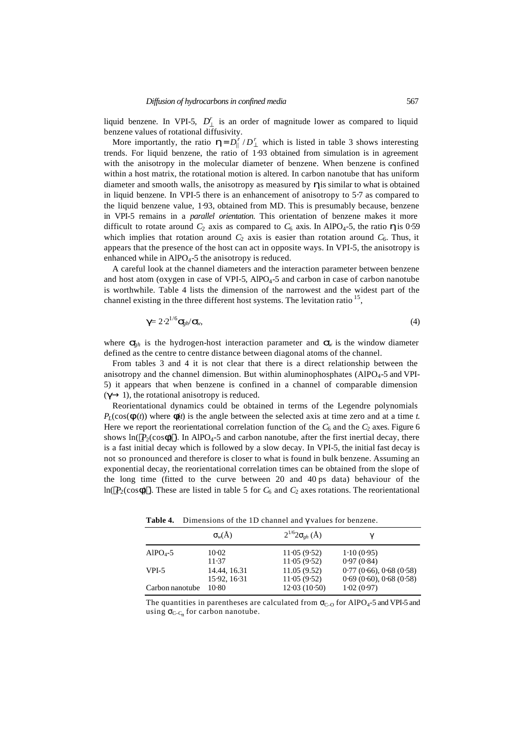liquid benzene. In VPI-5, $D_{\perp}^{r}$ is an order of magnitude lower as compared to liquid benzene values of rotational diffusivity.

More importantly, the ratio $\eta = D_{\|}^{r} / D_{\perp}^{r}$ which is listed in table 3 shows interesting trends. For liquid benzene, the ratio of 1·93 obtained from simulation is in agreement with the anisotropy in the molecular diameter of benzene. When benzene is confined within a host matrix, the rotational motion is altered. In carbon nanotube that has uniform diameter and smooth walls, the anisotropy as measured by $\eta$ is similar to what is obtained in liquid benzene. In VPI-5 there is an enhancement of anisotropy to 5·7 as compared to the liquid benzene value, 1·93, obtained from MD. This is presumably because, benzene in VPI-5 remains in a *parallel orientation*. This orientation of benzene makes it more difficult to rotate around $C_2$ axis as compared to $C_6$ axis. In $AlPO_4$-5, the ratio $\eta$ is 0·59 which implies that rotation around $C_2$ axis is easier than rotation around $C_6$. Thus, it appears that the presence of the host can act in opposite ways. In VPI-5, the anisotropy is enhanced while in $AlPO_4$-5 the anisotropy is reduced.

A careful look at the channel diameters and the interaction parameter between benzene and host atom (oxygen in case of VPI-5, $AlPO_4$-5 and carbon in case of carbon nanotube is worthwhile. Table 4 lists the dimension of the narrowest and the widest part of the channel existing in the three different host systems. The levitation ratio [15],

$$\gamma = 2 \cdot 2^{1/6} \sigma_{gh} / \sigma_w, \tag{4}$$

where $\sigma_{gh}$ is the hydrogen-host interaction parameter and $\sigma_w$ is the window diameter defined as the centre to centre distance between diagonal atoms of the channel.

From tables 3 and 4 it is not clear that there is a direct relationship between the anisotropy and the channel dimension. But within aluminophosphates ($AlPO_4$-5 and VPI-5) it appears that when benzene is confined in a channel of comparable dimension ($\gamma \to 1$), the rotational anisotropy is reduced.

Reorientational dynamics could be obtained in terms of the Legendre polynomials $P_L(\cos(\phi(t))$ where $\phi(t)$ is the angle between the selected axis at time zero and at a time $t$. Here we report the reorientational correlation function of the $C_6$ and the $C_2$ axes. Figure 6 shows $\ln(\langle P_2(\cos\phi)\rangle)$. In $AlPO_4$-5 and carbon nanotube, after the first inertial decay, there is a fast initial decay which is followed by a slow decay. In VPI-5, the initial fast decay is not so pronounced and therefore is closer to what is found in bulk benzene. Assuming an exponential decay, the reorientational correlation times can be obtained from the slope of the long time (fitted to the curve between 20 and 40 ps data) behaviour of the $\ln(\langle P_2(\cos\phi)\rangle)$. These are listed in table 5 for $C_6$ and $C_2$ axes rotations. The reorientational

**Table 4.** Dimensions of the 1D channel and $\gamma$ values for benzene.

| | $\sigma_w$(Å) | $2^{1/6}2\sigma_{gh}$ (Å) | $\gamma$ |
|---|---|---|---|
| $AlPO_4$-5 | 10·02 | 11·05 (9·52) | 1·10 (0·95) |
| | 11·37 | 11·05 (9·52) | 0·97 (0·84) |
| VPI-5 | 14.44, 16.31 | 11.05 (9.52) | 0·77 (0·66), 0·68 (0·58) |
| | 15·92, 16·31 | 11·05 (9·52) | 0·69 (0·60), 0·68 (0·58) |
| Carbon nanotube | 10·80 | 12·03 (10·50) | 1·02 (0·97) |

The quantities in parentheses are calculated from $\sigma_{C\text{–}O}$ for $AlPO_4$-5 and VPI-5 and using $\sigma_{C\text{–}C_n}$ for carbon nanotube.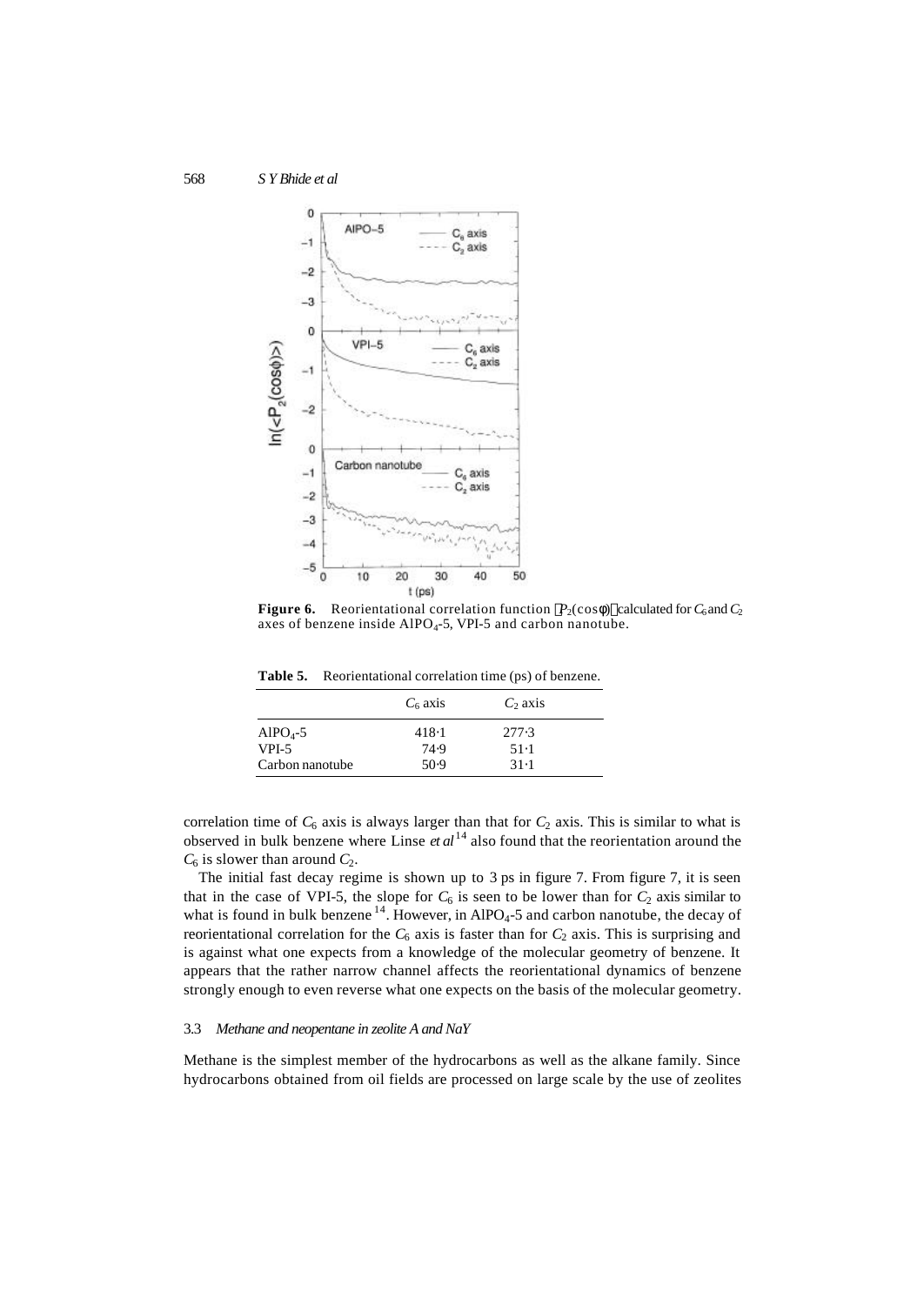**Figure 6.** Reorientational correlation function $\langle P_2(\cos\phi)\rangle$ calculated for $C_6$ and $C_2$ axes of benzene inside $AlPO_4$-5, VPI-5 and carbon nanotube.

**Table 5.** Reorientational correlation time (ps) of benzene.

| | $C_6$ axis | $C_2$ axis |
|---|---|---|
| $AlPO_4$-5 | 418·1 | 277·3 |
| VPI-5 | 74·9 | 51·1 |
| Carbon nanotube | 50·9 | 31·1 |

correlation time of $C_6$ axis is always larger than that for $C_2$ axis. This is similar to what is observed in bulk benzene where Linse *et al*[14] also found that the reorientation around the $C_6$ is slower than around $C_2$.

The initial fast decay regime is shown up to 3 ps in figure 7. From figure 7, it is seen that in the case of VPI-5, the slope for $C_6$ is seen to be lower than for $C_2$ axis similar to what is found in bulk benzene[14]. However, in $AlPO_4$-5 and carbon nanotube, the decay of reorientational correlation for the $C_6$ axis is faster than for $C_2$ axis. This is surprising and is against what one expects from a knowledge of the molecular geometry of benzene. It appears that the rather narrow channel affects the reorientational dynamics of benzene strongly enough to even reverse what one expects on the basis of the molecular geometry.

### 3.3 *Methane and neopentane in zeolite A and NaY*

Methane is the simplest member of the hydrocarbons as well as the alkane family. Since hydrocarbons obtained from oil fields are processed on large scale by the use of zeolites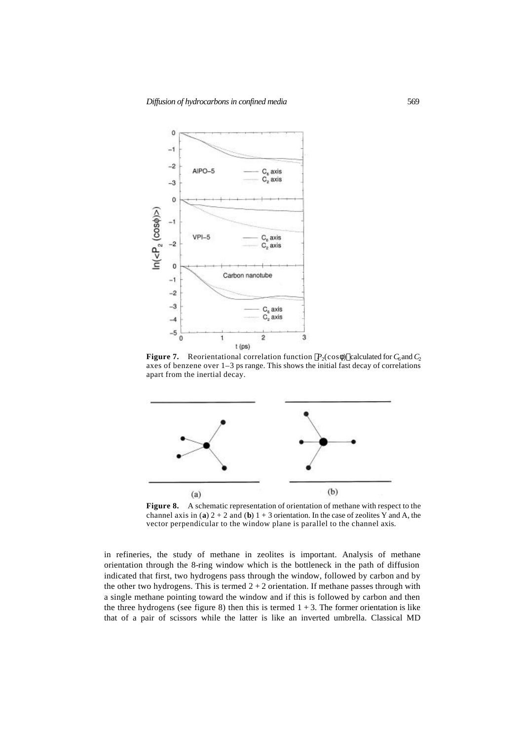**Figure 7.** Reorientational correlation function $\langle P_2(\cos\phi)\rangle$ calculated for $C_6$ and $C_2$ axes of benzene over 1–3 ps range. This shows the initial fast decay of correlations apart from the inertial decay.

**Figure 8.** A schematic representation of orientation of methane with respect to the channel axis in (**a**) 2 + 2 and (**b**) 1 + 3 orientation. In the case of zeolites Y and A, the vector perpendicular to the window plane is parallel to the channel axis.

in refineries, the study of methane in zeolites is important. Analysis of methane orientation through the 8-ring window which is the bottleneck in the path of diffusion indicated that first, two hydrogens pass through the window, followed by carbon and by the other two hydrogens. This is termed 2 + 2 orientation. If methane passes through with a single methane pointing toward the window and if this is followed by carbon and then the three hydrogens (see figure 8) then this is termed 1 + 3. The former orientation is like that of a pair of scissors while the latter is like an inverted umbrella. Classical MD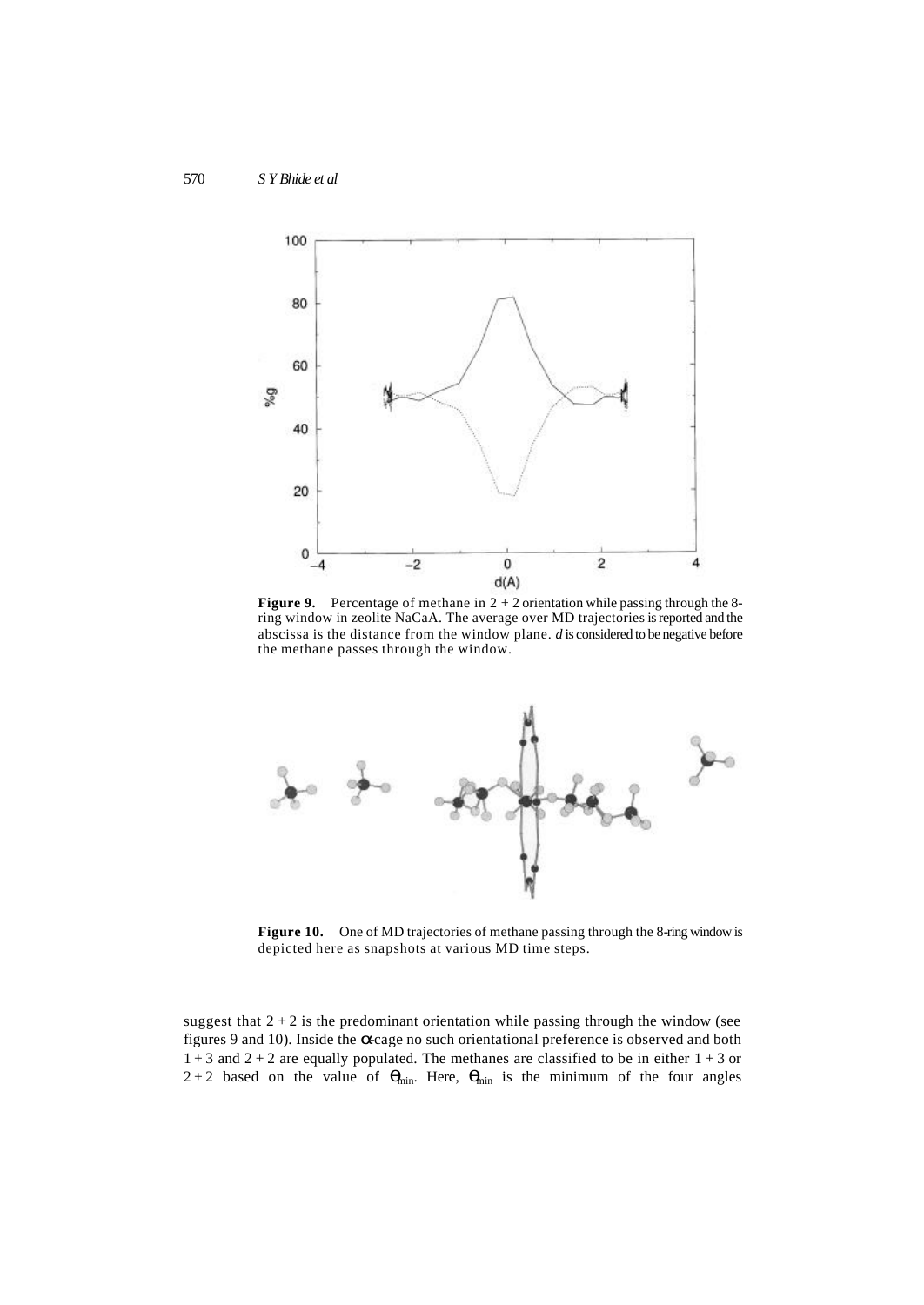**Figure 9.** Percentage of methane in 2 + 2 orientation while passing through the 8-ring window in zeolite NaCaA. The average over MD trajectories is reported and the abscissa is the distance from the window plane. *d* is considered to be negative before the methane passes through the window.

**Figure 10.** One of MD trajectories of methane passing through the 8-ring window is depicted here as snapshots at various MD time steps.

suggest that 2 + 2 is the predominant orientation while passing through the window (see figures 9 and 10). Inside the $\alpha$-cage no such orientational preference is observed and both 1 + 3 and 2 + 2 are equally populated. The methanes are classified to be in either 1 + 3 or 2 + 2 based on the value of $\theta_{min}$. Here, $\theta_{min}$ is the minimum of the four angles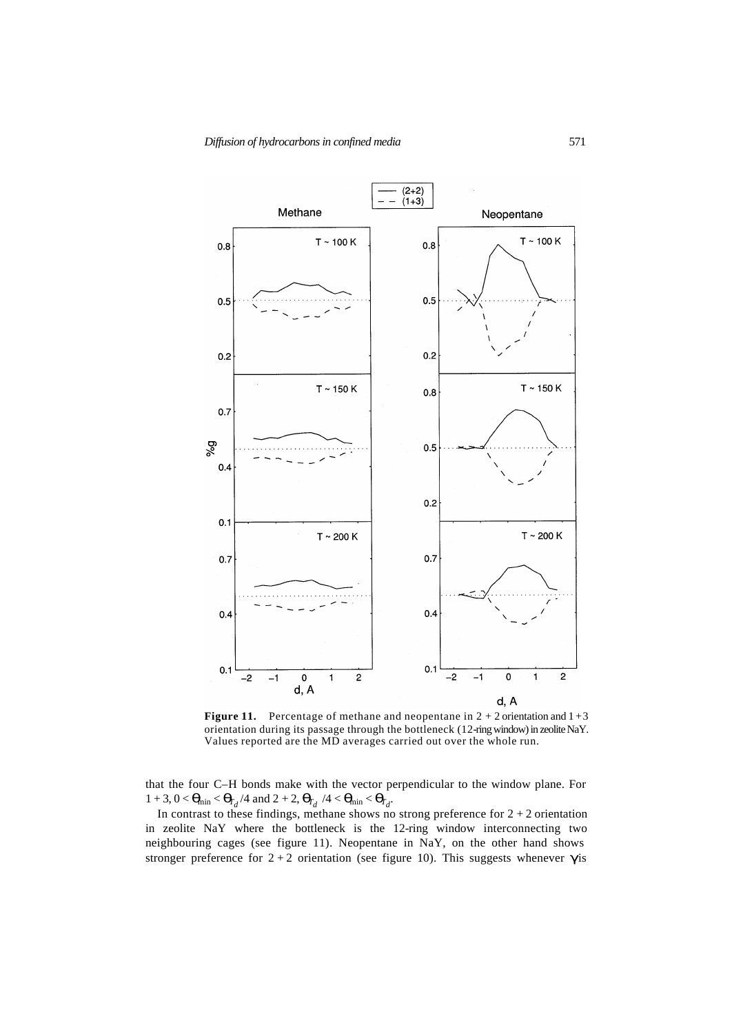**Figure 11.** Percentage of methane and neopentane in 2 + 2 orientation and 1 + 3 orientation during its passage through the bottleneck (12-ring window) in zeolite NaY. Values reported are the MD averages carried out over the whole run.

that the four C–H bonds make with the vector perpendicular to the window plane. For 1 + 3, $0 < \theta_{\min} < \theta_{T_d}/4$ and 2 + 2, $\theta_{T_d}/4 < \theta_{\min} < \theta_{T_d}$.

In contrast to these findings, methane shows no strong preference for 2 + 2 orientation in zeolite NaY where the bottleneck is the 12-ring window interconnecting two neighbouring cages (see figure 11). Neopentane in NaY, on the other hand shows stronger preference for 2 + 2 orientation (see figure 10). This suggests whenever $\gamma$ is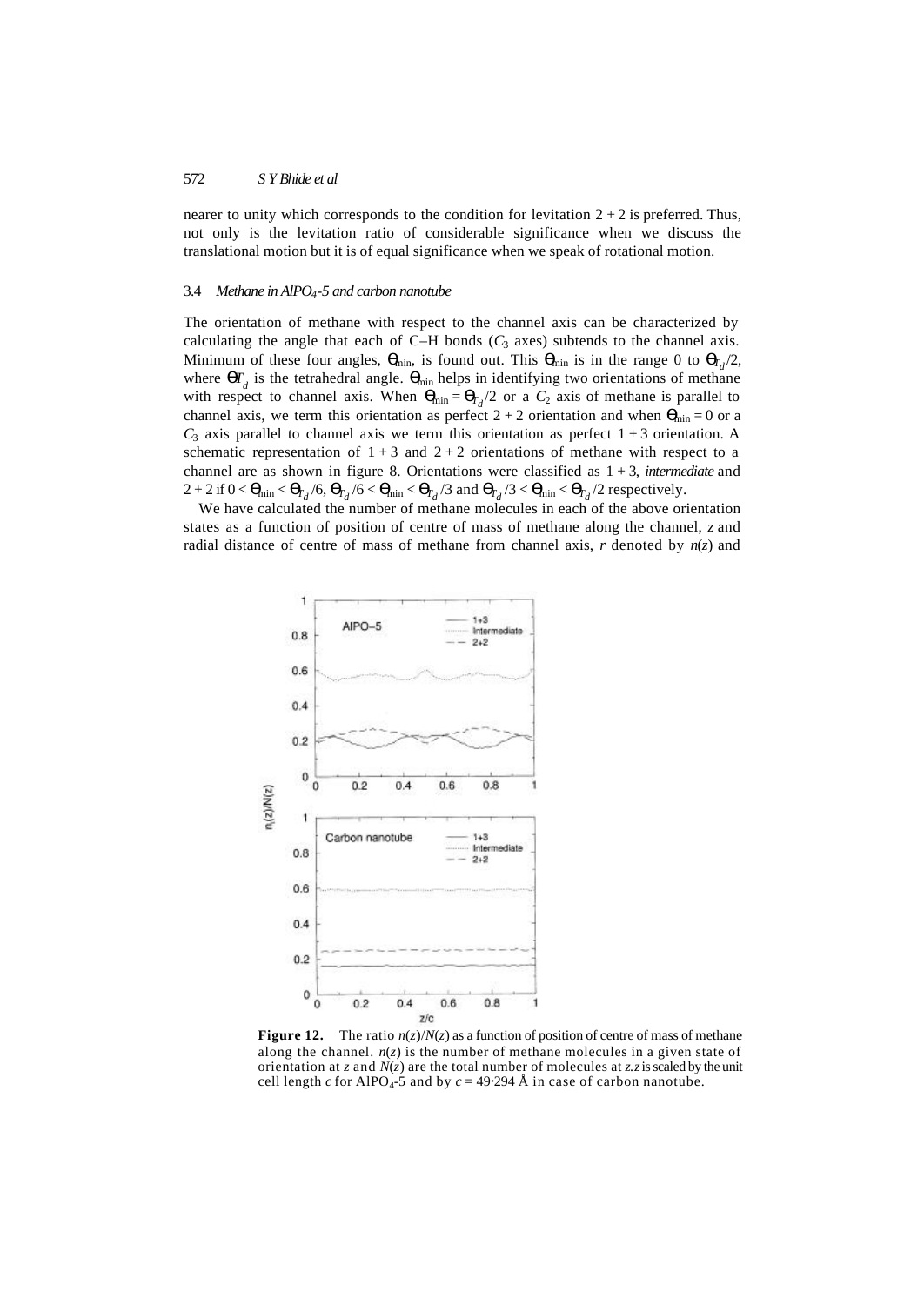nearer to unity which corresponds to the condition for levitation 2 + 2 is preferred. Thus, not only is the levitation ratio of considerable significance when we discuss the translational motion but it is of equal significance when we speak of rotational motion.

### 3.4 *Methane in $AlPO_4$-5 and carbon nanotube*

The orientation of methane with respect to the channel axis can be characterized by calculating the angle that each of C–H bonds ($C_3$ axes) subtends to the channel axis. Minimum of these four angles, $\Theta_{min}$, is found out. This $\Theta_{min}$ is in the range 0 to $\Theta_{T_d}/2$, where $\Theta_{T_d}$ is the tetrahedral angle. $\Theta_{min}$ helps in identifying two orientations of methane with respect to channel axis. When $\Theta_{min} = \Theta_{T_d}/2$ or a $C_2$ axis of methane is parallel to channel axis, we term this orientation as perfect 2 + 2 orientation and when $\Theta_{min} = 0$ or a $C_3$ axis parallel to channel axis we term this orientation as perfect 1 + 3 orientation. A schematic representation of 1 + 3 and 2 + 2 orientations of methane with respect to a channel are as shown in figure 8. Orientations were classified as 1 + 3, *intermediate* and 2 + 2 if $0 < \Theta_{min} < \Theta_{T_d}/6$, $\Theta_{T_d}/6 < \Theta_{min} < \Theta_{T_d}/3$ and $\Theta_{T_d}/3 < \Theta_{min} < \Theta_{T_d}/2$ respectively.

We have calculated the number of methane molecules in each of the above orientation states as a function of position of centre of mass of methane along the channel, $z$ and radial distance of centre of mass of methane from channel axis, $r$ denoted by $n(z)$ and

**Figure 12.** The ratio $n(z)/N(z)$ as a function of position of centre of mass of methane along the channel. $n(z)$ is the number of methane molecules in a given state of orientation at $z$ and $N(z)$ are the total number of molecules at $z$. $z$ is scaled by the unit cell length $c$ for $AlPO_4$-5 and by $c = 49{\cdot}294$ Å in case of carbon nanotube.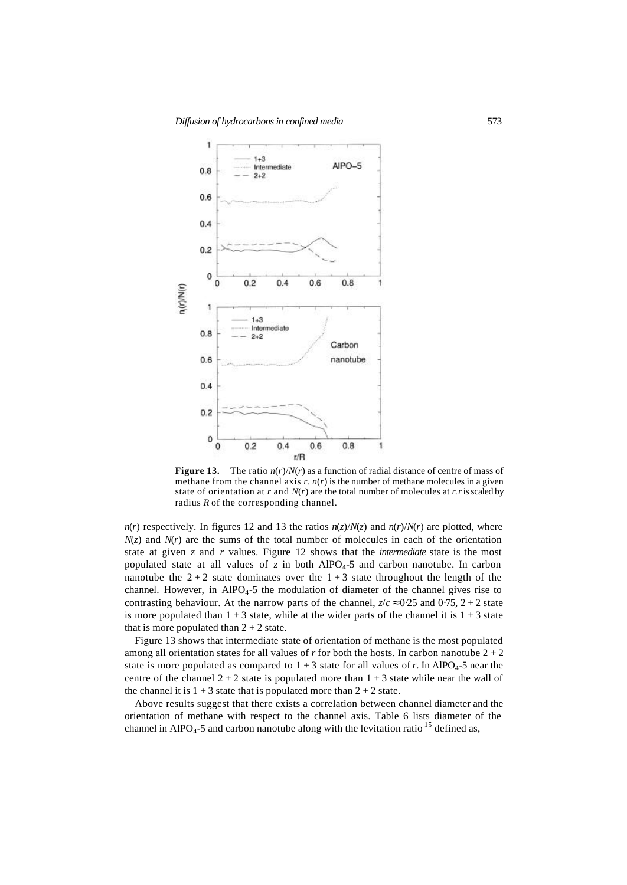**Figure 13.** The ratio $n(r)/N(r)$ as a function of radial distance of centre of mass of methane from the channel axis $r$. $n(r)$ is the number of methane molecules in a given state of orientation at $r$ and $N(r)$ are the total number of molecules at $r$. $r$ is scaled by radius $R$ of the corresponding channel.

$n(r)$ respectively. In figures 12 and 13 the ratios $n(z)/N(z)$ and $n(r)/N(r)$ are plotted, where $N(z)$ and $N(r)$ are the sums of the total number of molecules in each of the orientation state at given $z$ and $r$ values. Figure 12 shows that the *intermediate* state is the most populated state at all values of $z$ in both $AlPO_4$-5 and carbon nanotube. In carbon nanotube the 2 + 2 state dominates over the 1 + 3 state throughout the length of the channel. However, in $AlPO_4$-5 the modulation of diameter of the channel gives rise to contrasting behaviour. At the narrow parts of the channel, $z/c \approx 0{\cdot}25$ and 0·75, 2 + 2 state is more populated than 1 + 3 state, while at the wider parts of the channel it is 1 + 3 state that is more populated than 2 + 2 state.

Figure 13 shows that intermediate state of orientation of methane is the most populated among all orientation states for all values of $r$ for both the hosts. In carbon nanotube 2 + 2 state is more populated as compared to 1 + 3 state for all values of $r$. In $AlPO_4$-5 near the centre of the channel 2 + 2 state is populated more than 1 + 3 state while near the wall of the channel it is 1 + 3 state that is populated more than 2 + 2 state.

Above results suggest that there exists a correlation between channel diameter and the orientation of methane with respect to the channel axis. Table 6 lists diameter of the channel in $AlPO_4$-5 and carbon nanotube along with the levitation ratio [15] defined as,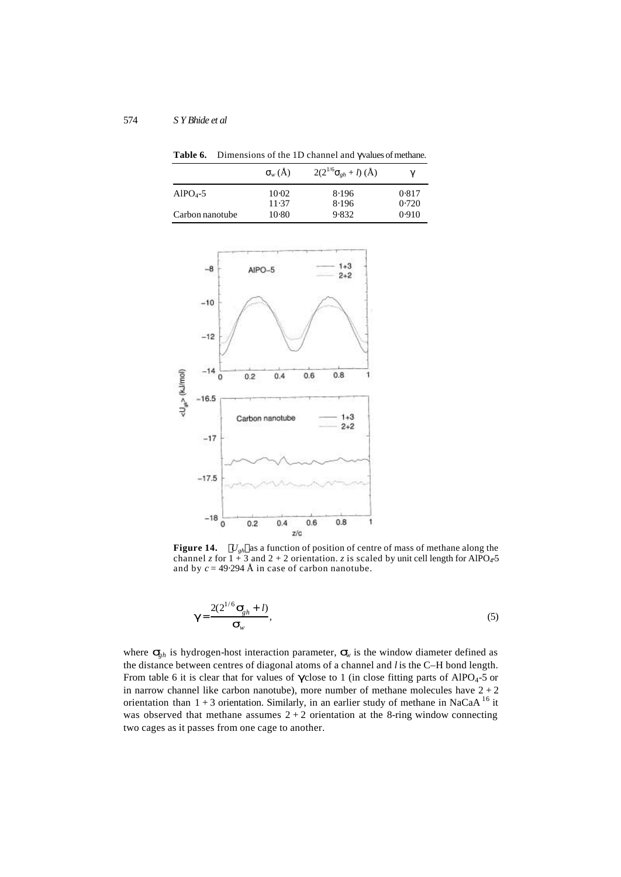**Table 6.** Dimensions of the 1D channel and γ values of methane.

| | $\sigma_w$ (Å) | $2(2^{1/6}\sigma_{gh} + l)$ (Å) | $\gamma$ |
|---|---|---|---|
| $AlPO_4$-5 | 10·02 | 8·196 | 0·817 |
| | 11·37 | 8·196 | 0·720 |
| Carbon nanotube | 10·80 | 9·832 | 0·910 |

**Figure 14.** $\langle U_{gh} \rangle$ as a function of position of centre of mass of methane along the channel $z$ for 1 + 3 and 2 + 2 orientation. $z$ is scaled by unit cell length for $AlPO_4$-5 and by $c$ = 49·294 Å in case of carbon nanotube.

$$\gamma = \frac{2(2^{1/6}\sigma_{gh} + l)}{\sigma_w}, \tag{5}$$

where $\sigma_{gh}$ is hydrogen-host interaction parameter, $\sigma_w$ is the window diameter defined as the distance between centres of diagonal atoms of a channel and $l$ is the C–H bond length. From table 6 it is clear that for values of $\gamma$ close to 1 (in close fitting parts of $AlPO_4$-5 or in narrow channel like carbon nanotube), more number of methane molecules have 2 + 2 orientation than 1 + 3 orientation. Similarly, in an earlier study of methane in NaCaA [16] it was observed that methane assumes 2 + 2 orientation at the 8-ring window connecting two cages as it passes from one cage to another.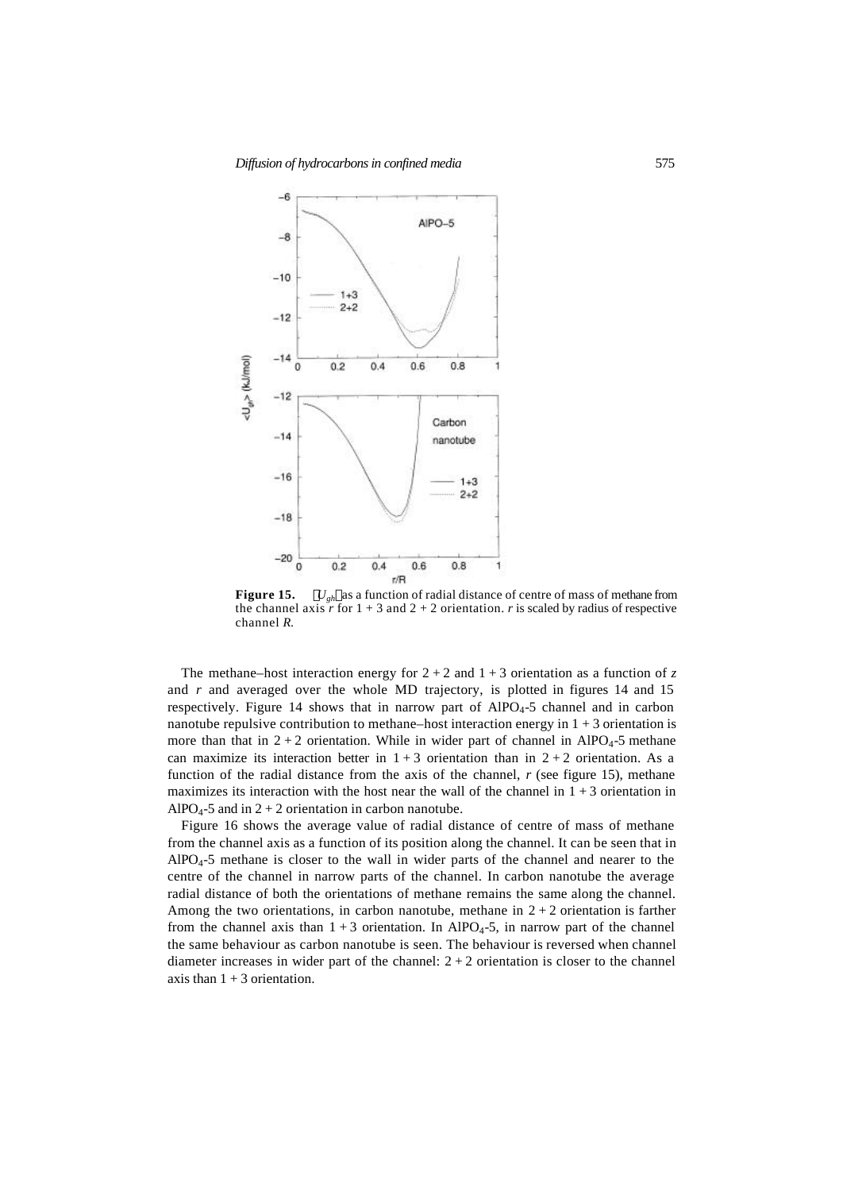**Figure 15.** $\langle U_{gh} \rangle$ as a function of radial distance of centre of mass of methane from the channel axis $r$ for 1 + 3 and 2 + 2 orientation. $r$ is scaled by radius of respective channel $R$.

The methane–host interaction energy for 2 + 2 and 1 + 3 orientation as a function of $z$ and $r$ and averaged over the whole MD trajectory, is plotted in figures 14 and 15 respectively. Figure 14 shows that in narrow part of $AlPO_4$-5 channel and in carbon nanotube repulsive contribution to methane–host interaction energy in 1 + 3 orientation is more than that in 2 + 2 orientation. While in wider part of channel in $AlPO_4$-5 methane can maximize its interaction better in 1 + 3 orientation than in 2 + 2 orientation. As a function of the radial distance from the axis of the channel, $r$ (see figure 15), methane maximizes its interaction with the host near the wall of the channel in 1 + 3 orientation in $AlPO_4$-5 and in 2 + 2 orientation in carbon nanotube.

Figure 16 shows the average value of radial distance of centre of mass of methane from the channel axis as a function of its position along the channel. It can be seen that in $AlPO_4$-5 methane is closer to the wall in wider parts of the channel and nearer to the centre of the channel in narrow parts of the channel. In carbon nanotube the average radial distance of both the orientations of methane remains the same along the channel. Among the two orientations, in carbon nanotube, methane in 2 + 2 orientation is farther from the channel axis than 1 + 3 orientation. In $AlPO_4$-5, in narrow part of the channel the same behaviour as carbon nanotube is seen. The behaviour is reversed when channel diameter increases in wider part of the channel: 2 + 2 orientation is closer to the channel axis than 1 + 3 orientation.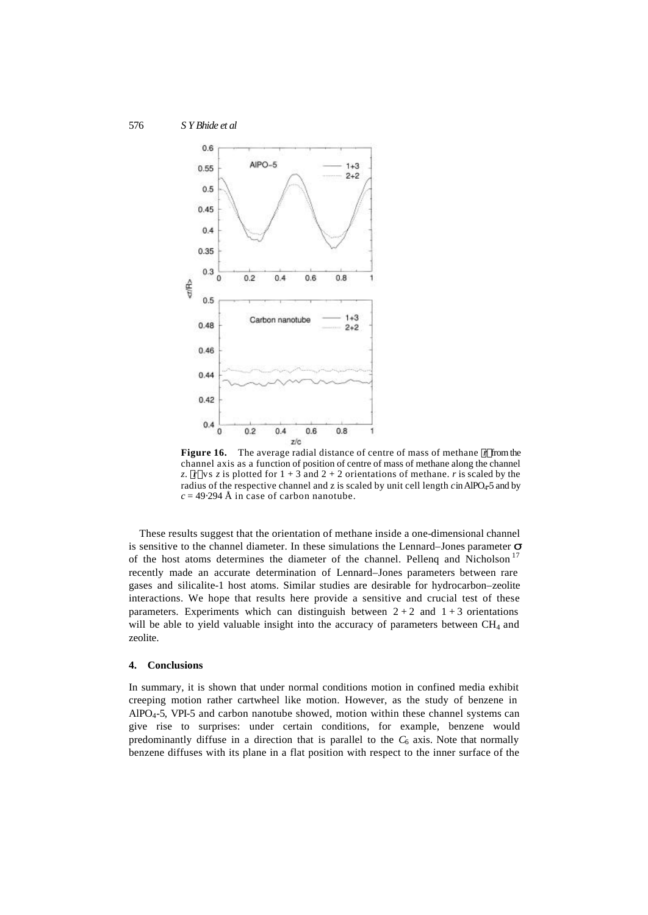**Figure 16.** The average radial distance of centre of mass of methane $\langle r \rangle$ from the channel axis as a function of position of centre of mass of methane along the channel $z$. $\langle r \rangle$ vs $z$ is plotted for 1 + 3 and 2 + 2 orientations of methane. $r$ is scaled by the radius of the respective channel and z is scaled by unit cell length $c$ in $AlPO_4$-5 and by $c = 49 \cdot 294$ Å in case of carbon nanotube.

These results suggest that the orientation of methane inside a one-dimensional channel is sensitive to the channel diameter. In these simulations the Lennard–Jones parameter $\sigma$ of the host atoms determines the diameter of the channel. Pellenq and Nicholson [17] recently made an accurate determination of Lennard–Jones parameters between rare gases and silicalite-1 host atoms. Similar studies are desirable for hydrocarbon–zeolite interactions. We hope that results here provide a sensitive and crucial test of these parameters. Experiments which can distinguish between 2 + 2 and 1 + 3 orientations will be able to yield valuable insight into the accuracy of parameters between $CH_4$ and zeolite.

## 4. Conclusions

In summary, it is shown that under normal conditions motion in confined media exhibit creeping motion rather cartwheel like motion. However, as the study of benzene in $AlPO_4$-5, VPI-5 and carbon nanotube showed, motion within these channel systems can give rise to surprises: under certain conditions, for example, benzene would predominantly diffuse in a direction that is parallel to the $C_6$ axis. Note that normally benzene diffuses with its plane in a flat position with respect to the inner surface of the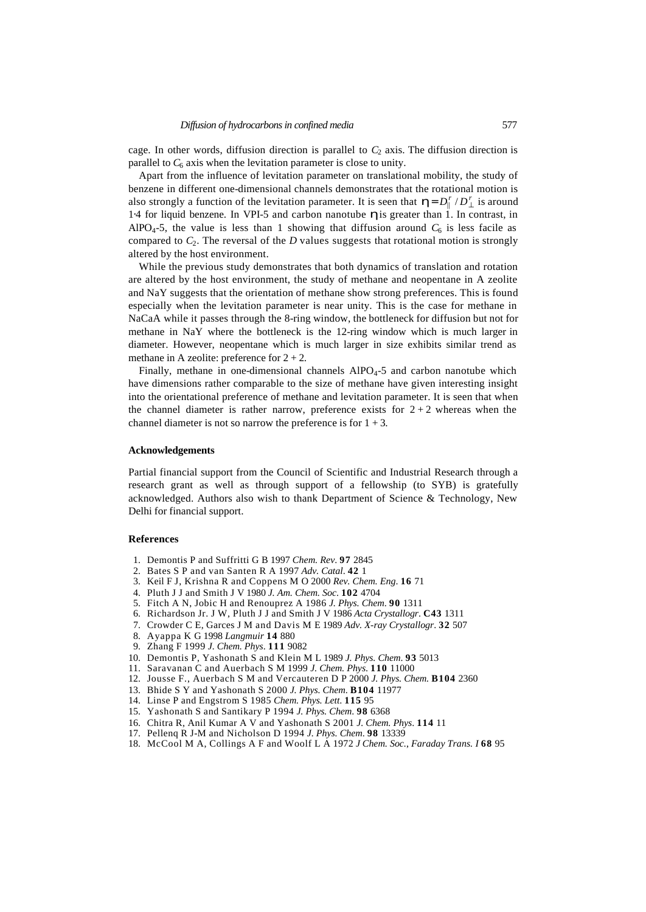cage. In other words, diffusion direction is parallel to $C_2$ axis. The diffusion direction is parallel to $C_6$ axis when the levitation parameter is close to unity.

Apart from the influence of levitation parameter on translational mobility, the study of benzene in different one-dimensional channels demonstrates that the rotational motion is also strongly a function of the levitation parameter. It is seen that $\eta = D_{\|}^{r} / D_{\perp}^{r}$ is around 1·4 for liquid benzene. In VPI-5 and carbon nanotube $\eta$ is greater than 1. In contrast, in $AlPO_4$-5, the value is less than 1 showing that diffusion around $C_6$ is less facile as compared to $C_2$. The reversal of the $D$ values suggests that rotational motion is strongly altered by the host environment.

While the previous study demonstrates that both dynamics of translation and rotation are altered by the host environment, the study of methane and neopentane in A zeolite and NaY suggests that the orientation of methane show strong preferences. This is found especially when the levitation parameter is near unity. This is the case for methane in NaCaA while it passes through the 8-ring window, the bottleneck for diffusion but not for methane in NaY where the bottleneck is the 12-ring window which is much larger in diameter. However, neopentane which is much larger in size exhibits similar trend as methane in A zeolite: preference for 2 + 2.

Finally, methane in one-dimensional channels $AlPO_4$-5 and carbon nanotube which have dimensions rather comparable to the size of methane have given interesting insight into the orientational preference of methane and levitation parameter. It is seen that when the channel diameter is rather narrow, preference exists for 2 + 2 whereas when the channel diameter is not so narrow the preference is for 1 + 3.

### Acknowledgements

Partial financial support from the Council of Scientific and Industrial Research through a research grant as well as through support of a fellowship (to SYB) is gratefully acknowledged. Authors also wish to thank Department of Science & Technology, New Delhi for financial support.

### References

1. Demontis P and Suffritti G B 1997 *Chem. Rev.* **97** 2845
2. Bates S P and van Santen R A 1997 *Adv. Catal.* **42** 1
3. Keil F J, Krishna R and Coppens M O 2000 *Rev. Chem. Eng.* **16** 71
4. Pluth J J and Smith J V 1980 *J. Am. Chem. Soc.* **102** 4704
5. Fitch A N, Jobic H and Renouprez A 1986 *J. Phys. Chem.* **90** 1311
6. Richardson Jr. J W, Pluth J J and Smith J V 1986 *Acta Crystallogr.* **C43** 1311
7. Crowder C E, Garces J M and Davis M E 1989 *Adv. X-ray Crystallogr.* **32** 507
8. Ayappa K G 1998 *Langmuir* **14** 880
9. Zhang F 1999 *J. Chem. Phys.* **111** 9082
10. Demontis P, Yashonath S and Klein M L 1989 *J. Phys. Chem.* **93** 5013
11. Saravanan C and Auerbach S M 1999 *J. Chem. Phys.* **110** 11000
12. Jousse F., Auerbach S M and Vercauteren D P 2000 *J. Phys. Chem.* **B104** 2360
13. Bhide S Y and Yashonath S 2000 *J. Phys. Chem.* **B104** 11977
14. Linse P and Engstrom S 1985 *Chem. Phys. Lett.* **115** 95
15. Yashonath S and Santikary P 1994 *J. Phys. Chem.* **98** 6368
16. Chitra R, Anil Kumar A V and Yashonath S 2001 *J. Chem. Phys.* **114** 11
17. Pellenq R J-M and Nicholson D 1994 *J. Phys. Chem.* **98** 13339
18. McCool M A, Collings A F and Woolf L A 1972 *J Chem. Soc., Faraday Trans. I* **68** 95